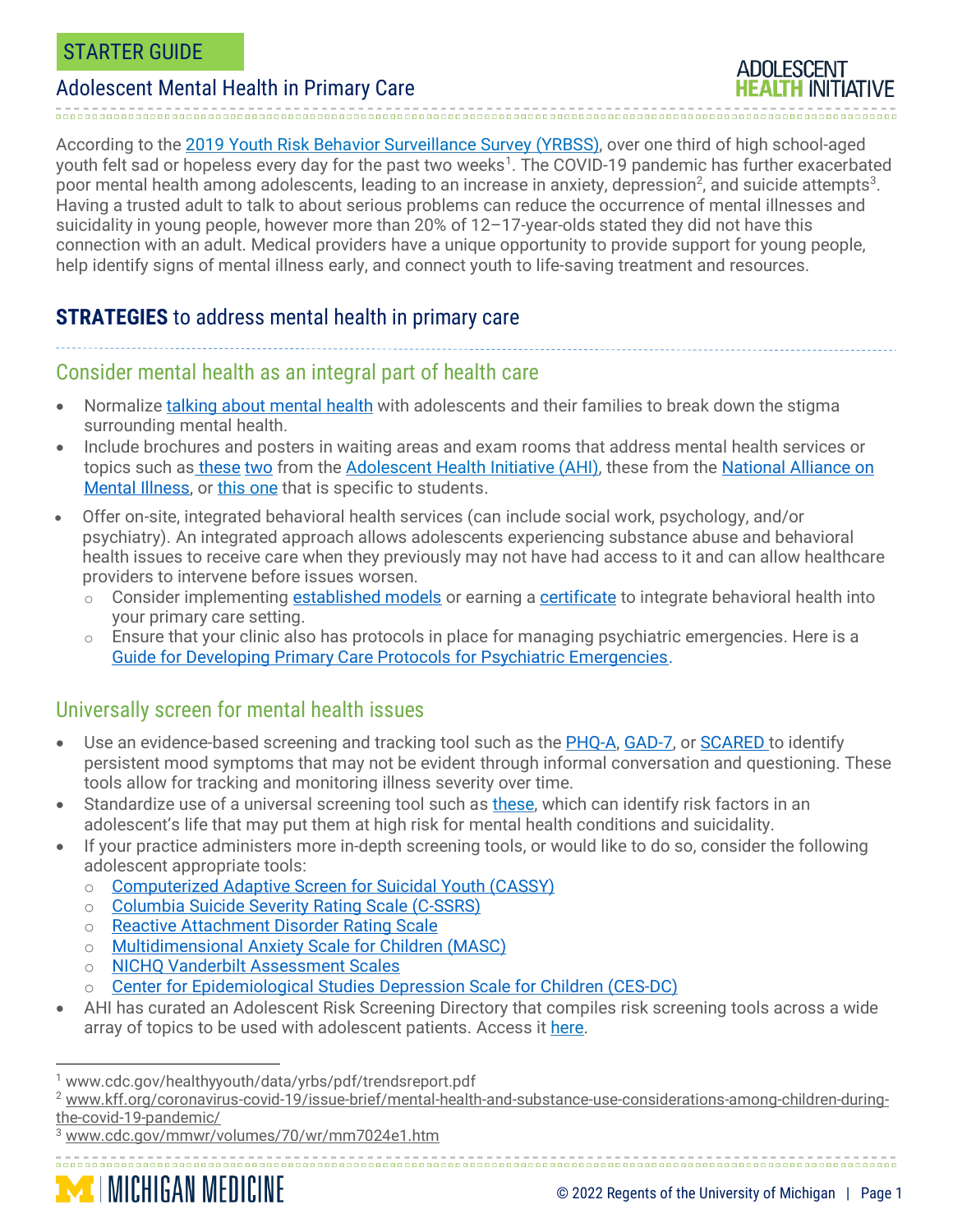STARTER GUIDE

# Adolescent Mental Health in Primary Care

ADOLESCENT HEALTH INITIATIVE

According to the 2019 Youth Risk Behavior Surveillance Survey (YRBSS), over one third of high school-aged youth felt sad or hopeless every day for the past two weeks[1]. The COVID-19 pandemic has further exacerbated poor mental health among adolescents, leading to an increase in anxiety, depression[2], and suicide attempts[3]. Having a trusted adult to talk to about serious problems can reduce the occurrence of mental illnesses and suicidality in young people, however more than 20% of 12–17-year-olds stated they did not have this connection with an adult. Medical providers have a unique opportunity to provide support for young people, help identify signs of mental illness early, and connect youth to life-saving treatment and resources.

## **STRATEGIES** to address mental health in primary care

### Consider mental health as an integral part of health care

- Normalize talking about mental health with adolescents and their families to break down the stigma surrounding mental health.
- Include brochures and posters in waiting areas and exam rooms that address mental health services or topics such as these two from the Adolescent Health Initiative (AHI), these from the National Alliance on Mental Illness, or this one that is specific to students.
- Offer on-site, integrated behavioral health services (can include social work, psychology, and/or psychiatry). An integrated approach allows adolescents experiencing substance abuse and behavioral health issues to receive care when they previously may not have had access to it and can allow healthcare providers to intervene before issues worsen.
    - Consider implementing established models or earning a certificate to integrate behavioral health into your primary care setting.
    - Ensure that your clinic also has protocols in place for managing psychiatric emergencies. Here is a Guide for Developing Primary Care Protocols for Psychiatric Emergencies.

### Universally screen for mental health issues

- Use an evidence-based screening and tracking tool such as the PHQ-A, GAD-7, or SCARED to identify persistent mood symptoms that may not be evident through informal conversation and questioning. These tools allow for tracking and monitoring illness severity over time.
- Standardize use of a universal screening tool such as these, which can identify risk factors in an adolescent's life that may put them at high risk for mental health conditions and suicidality.
- If your practice administers more in-depth screening tools, or would like to do so, consider the following adolescent appropriate tools:
    - Computerized Adaptive Screen for Suicidal Youth (CASSY)
    - Columbia Suicide Severity Rating Scale (C-SSRS)
    - Reactive Attachment Disorder Rating Scale
    - Multidimensional Anxiety Scale for Children (MASC)
    - NICHQ Vanderbilt Assessment Scales
    - Center for Epidemiological Studies Depression Scale for Children (CES-DC)
- AHI has curated an Adolescent Risk Screening Directory that compiles risk screening tools across a wide array of topics to be used with adolescent patients. Access it here.

---

[1] www.cdc.gov/healthyyouth/data/yrbs/pdf/trendsreport.pdf

[2] www.kff.org/coronavirus-covid-19/issue-brief/mental-health-and-substance-use-considerations-among-children-during-the-covid-19-pandemic/

[3] www.cdc.gov/mmwr/volumes/70/wr/mm7024e1.htm

MICHIGAN MEDICINE

© 2022 Regents of the University of Michigan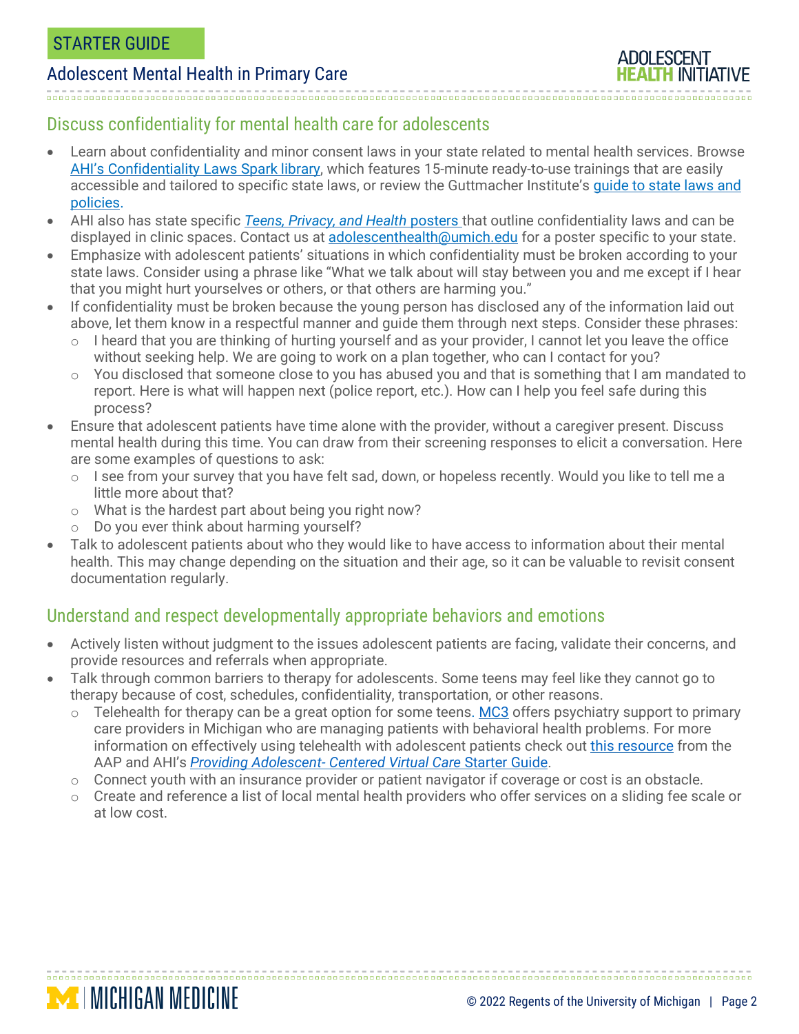## Discuss confidentiality for mental health care for adolescents

- Learn about confidentiality and minor consent laws in your state related to mental health services. Browse AHI's Confidentiality Laws Spark library, which features 15-minute ready-to-use trainings that are easily accessible and tailored to specific state laws, or review the Guttmacher Institute's guide to state laws and policies.
- AHI also has state specific *Teens, Privacy, and Health* posters that outline confidentiality laws and can be displayed in clinic spaces. Contact us at adolescenthealth@umich.edu for a poster specific to your state.
- Emphasize with adolescent patients' situations in which confidentiality must be broken according to your state laws. Consider using a phrase like "What we talk about will stay between you and me except if I hear that you might hurt yourselves or others, or that others are harming you."
- If confidentiality must be broken because the young person has disclosed any of the information laid out above, let them know in a respectful manner and guide them through next steps. Consider these phrases:
  - I heard that you are thinking of hurting yourself and as your provider, I cannot let you leave the office without seeking help. We are going to work on a plan together, who can I contact for you?
  - You disclosed that someone close to you has abused you and that is something that I am mandated to report. Here is what will happen next (police report, etc.). How can I help you feel safe during this process?
- Ensure that adolescent patients have time alone with the provider, without a caregiver present. Discuss mental health during this time. You can draw from their screening responses to elicit a conversation. Here are some examples of questions to ask:
  - I see from your survey that you have felt sad, down, or hopeless recently. Would you like to tell me a little more about that?
  - What is the hardest part about being you right now?
  - Do you ever think about harming yourself?
- Talk to adolescent patients about who they would like to have access to information about their mental health. This may change depending on the situation and their age, so it can be valuable to revisit consent documentation regularly.

## Understand and respect developmentally appropriate behaviors and emotions

- Actively listen without judgment to the issues adolescent patients are facing, validate their concerns, and provide resources and referrals when appropriate.
- Talk through common barriers to therapy for adolescents. Some teens may feel like they cannot go to therapy because of cost, schedules, confidentiality, transportation, or other reasons.
  - Telehealth for therapy can be a great option for some teens. MC3 offers psychiatry support to primary care providers in Michigan who are managing patients with behavioral health problems. For more information on effectively using telehealth with adolescent patients check out this resource from the AAP and AHI's *Providing Adolescent- Centered Virtual Care* Starter Guide.
  - Connect youth with an insurance provider or patient navigator if coverage or cost is an obstacle.
  - Create and reference a list of local mental health providers who offer services on a sliding fee scale or at low cost.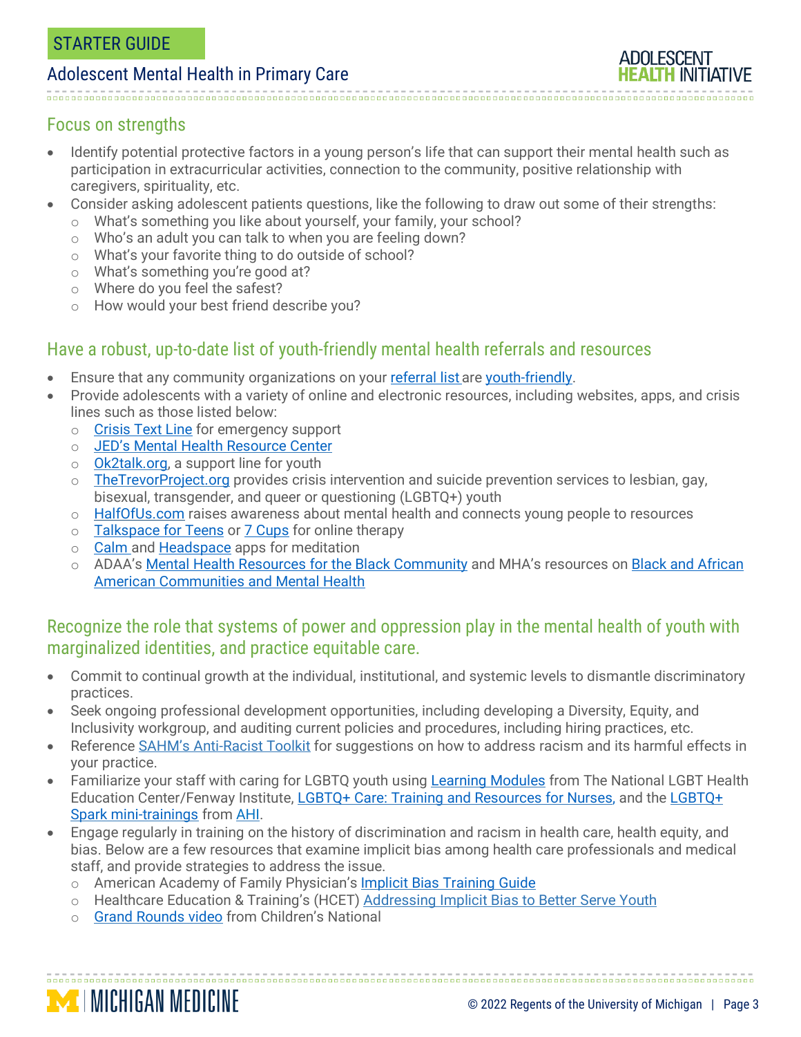## Focus on strengths

- Identify potential protective factors in a young person's life that can support their mental health such as participation in extracurricular activities, connection to the community, positive relationship with caregivers, spirituality, etc.
- Consider asking adolescent patients questions, like the following to draw out some of their strengths:
  - What's something you like about yourself, your family, your school?
  - Who's an adult you can talk to when you are feeling down?
  - What's your favorite thing to do outside of school?
  - What's something you're good at?
  - Where do you feel the safest?
  - How would your best friend describe you?

## Have a robust, up-to-date list of youth-friendly mental health referrals and resources

- Ensure that any community organizations on your referral list are youth-friendly.
- Provide adolescents with a variety of online and electronic resources, including websites, apps, and crisis lines such as those listed below:
  - Crisis Text Line for emergency support
  - JED's Mental Health Resource Center
  - Ok2talk.org, a support line for youth
  - TheTrevorProject.org provides crisis intervention and suicide prevention services to lesbian, gay, bisexual, transgender, and queer or questioning (LGBTQ+) youth
  - HalfOfUs.com raises awareness about mental health and connects young people to resources
  - Talkspace for Teens or 7 Cups for online therapy
  - Calm and Headspace apps for meditation
  - ADAA's Mental Health Resources for the Black Community and MHA's resources on Black and African American Communities and Mental Health

## Recognize the role that systems of power and oppression play in the mental health of youth with marginalized identities, and practice equitable care.

- Commit to continual growth at the individual, institutional, and systemic levels to dismantle discriminatory practices.
- Seek ongoing professional development opportunities, including developing a Diversity, Equity, and Inclusivity workgroup, and auditing current policies and procedures, including hiring practices, etc.
- Reference SAHM's Anti-Racist Toolkit for suggestions on how to address racism and its harmful effects in your practice.
- Familiarize your staff with caring for LGBTQ youth using Learning Modules from The National LGBT Health Education Center/Fenway Institute, LGBTQ+ Care: Training and Resources for Nurses, and the LGBTQ+ Spark mini-trainings from AHI.
- Engage regularly in training on the history of discrimination and racism in health care, health equity, and bias. Below are a few resources that examine implicit bias among health care professionals and medical staff, and provide strategies to address the issue.
  - American Academy of Family Physician's Implicit Bias Training Guide
  - Healthcare Education & Training's (HCET) Addressing Implicit Bias to Better Serve Youth
  - Grand Rounds video from Children's National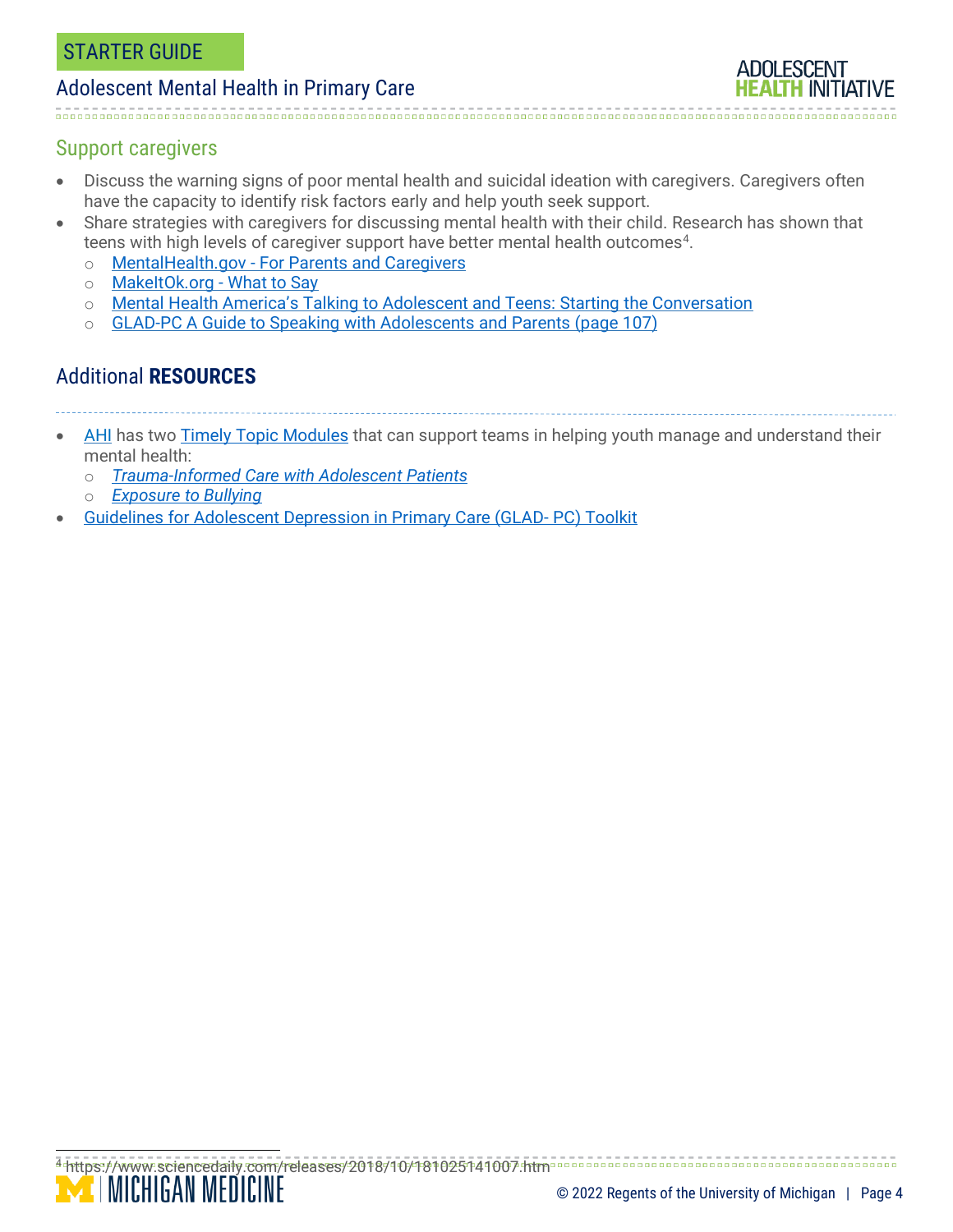## Support caregivers

- Discuss the warning signs of poor mental health and suicidal ideation with caregivers. Caregivers often have the capacity to identify risk factors early and help youth seek support.
- Share strategies with caregivers for discussing mental health with their child. Research has shown that teens with high levels of caregiver support have better mental health outcomes[4].
  - MentalHealth.gov - For Parents and Caregivers
  - MakeItOk.org - What to Say
  - Mental Health America's Talking to Adolescent and Teens: Starting the Conversation
  - GLAD-PC A Guide to Speaking with Adolescents and Parents (page 107)

## Additional **RESOURCES**

- AHI has two Timely Topic Modules that can support teams in helping youth manage and understand their mental health:
  - *Trauma-Informed Care with Adolescent Patients*
  - *Exposure to Bullying*
- Guidelines for Adolescent Depression in Primary Care (GLAD- PC) Toolkit

[4] https://www.sciencedaily.com/releases/2018/10/181025141007.htm